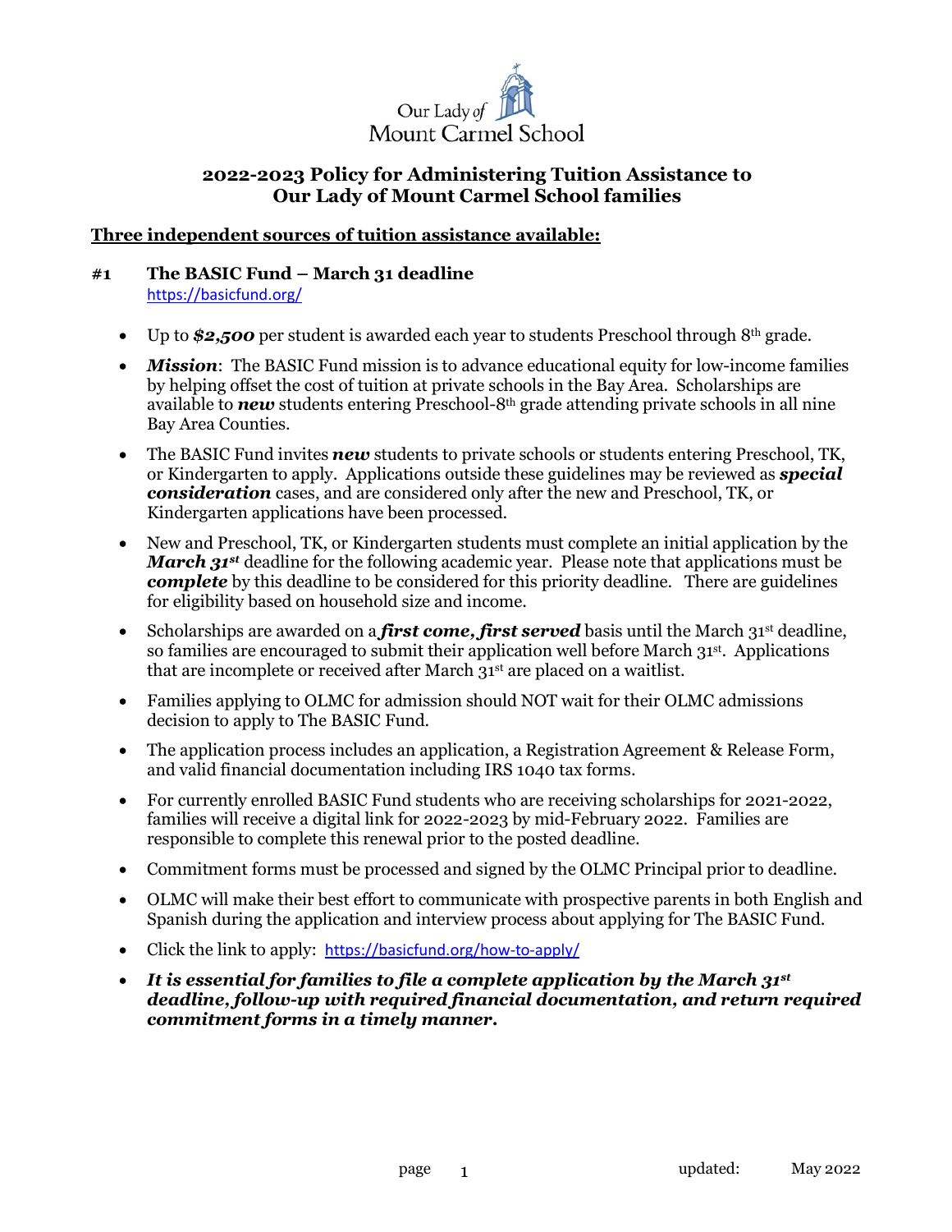Our Lady of Mount Carmel School

# 2022-2023 Policy for Administering Tuition Assistance to Our Lady of Mount Carmel School families

## Three independent sources of tuition assistance available:

### #1 The BASIC Fund – March 31 deadline

https://basicfund.org/

- Up to ***$2,500*** per student is awarded each year to students Preschool through 8th grade.
- ***Mission***: The BASIC Fund mission is to advance educational equity for low-income families by helping offset the cost of tuition at private schools in the Bay Area. Scholarships are available to ***new*** students entering Preschool-8th grade attending private schools in all nine Bay Area Counties.
- The BASIC Fund invites ***new*** students to private schools or students entering Preschool, TK, or Kindergarten to apply. Applications outside these guidelines may be reviewed as ***special consideration*** cases, and are considered only after the new and Preschool, TK, or Kindergarten applications have been processed.
- New and Preschool, TK, or Kindergarten students must complete an initial application by the ***March 31st*** deadline for the following academic year. Please note that applications must be ***complete*** by this deadline to be considered for this priority deadline. There are guidelines for eligibility based on household size and income.
- Scholarships are awarded on a ***first come, first served*** basis until the March 31st deadline, so families are encouraged to submit their application well before March 31st. Applications that are incomplete or received after March 31st are placed on a waitlist.
- Families applying to OLMC for admission should NOT wait for their OLMC admissions decision to apply to The BASIC Fund.
- The application process includes an application, a Registration Agreement & Release Form, and valid financial documentation including IRS 1040 tax forms.
- For currently enrolled BASIC Fund students who are receiving scholarships for 2021-2022, families will receive a digital link for 2022-2023 by mid-February 2022. Families are responsible to complete this renewal prior to the posted deadline.
- Commitment forms must be processed and signed by the OLMC Principal prior to deadline.
- OLMC will make their best effort to communicate with prospective parents in both English and Spanish during the application and interview process about applying for The BASIC Fund.
- Click the link to apply: https://basicfund.org/how-to-apply/
- ***It is essential for families to file a complete application by the March 31st deadline, follow-up with required financial documentation, and return required commitment forms in a timely manner.***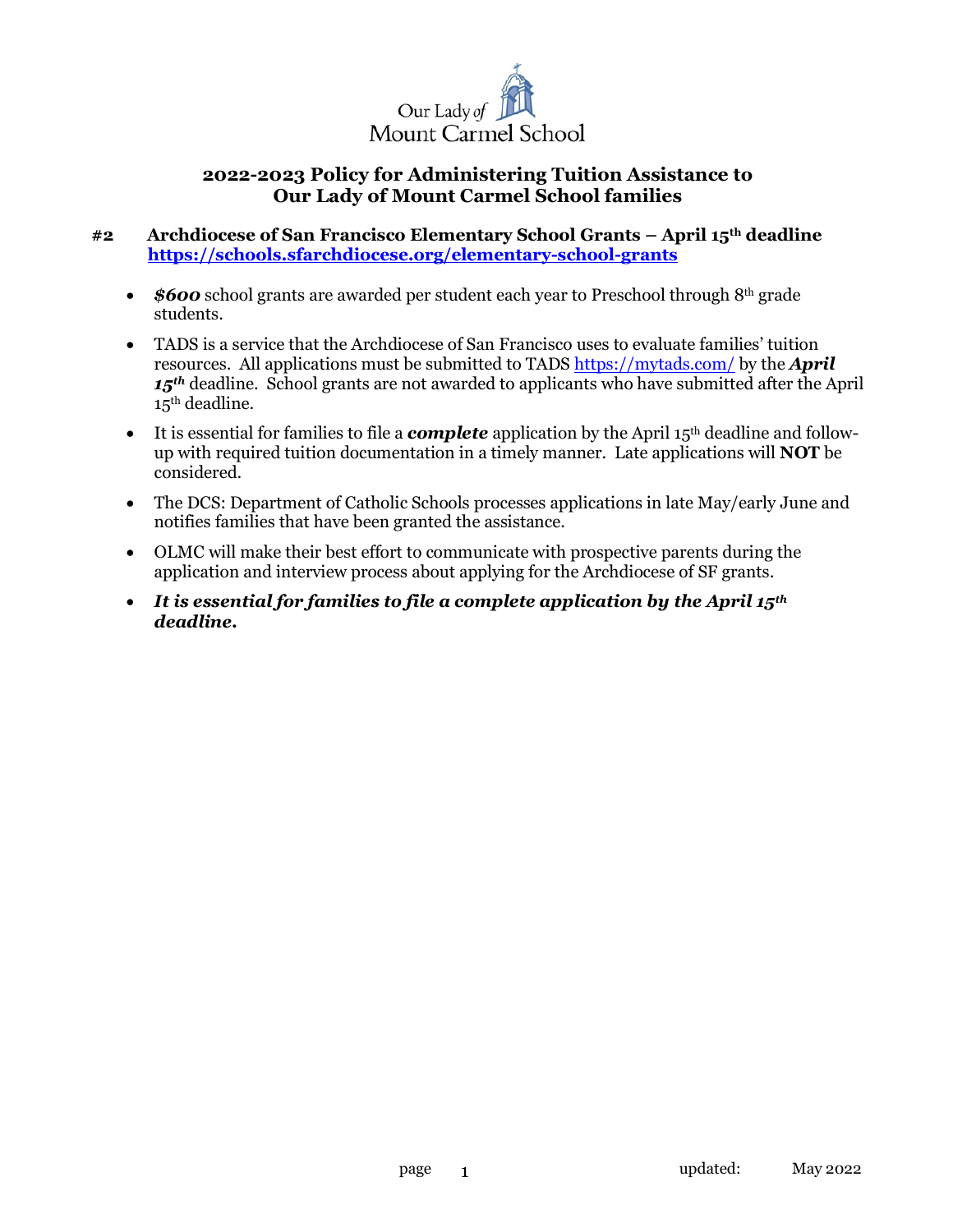Our Lady of Mount Carmel School

## 2022-2023 Policy for Administering Tuition Assistance to Our Lady of Mount Carmel School families

### #2 Archdiocese of San Francisco Elementary School Grants – April 15th deadline
**https://schools.sfarchdiocese.org/elementary-school-grants**

- ***$600*** school grants are awarded per student each year to Preschool through 8th grade students.
- TADS is a service that the Archdiocese of San Francisco uses to evaluate families' tuition resources. All applications must be submitted to TADS https://mytads.com/ by the ***April 15th*** deadline. School grants are not awarded to applicants who have submitted after the April 15th deadline.
- It is essential for families to file a ***complete*** application by the April 15th deadline and follow-up with required tuition documentation in a timely manner. Late applications will **NOT** be considered.
- The DCS: Department of Catholic Schools processes applications in late May/early June and notifies families that have been granted the assistance.
- OLMC will make their best effort to communicate with prospective parents during the application and interview process about applying for the Archdiocese of SF grants.
- ***It is essential for families to file a complete application by the April 15th deadline.***

updated: May 2022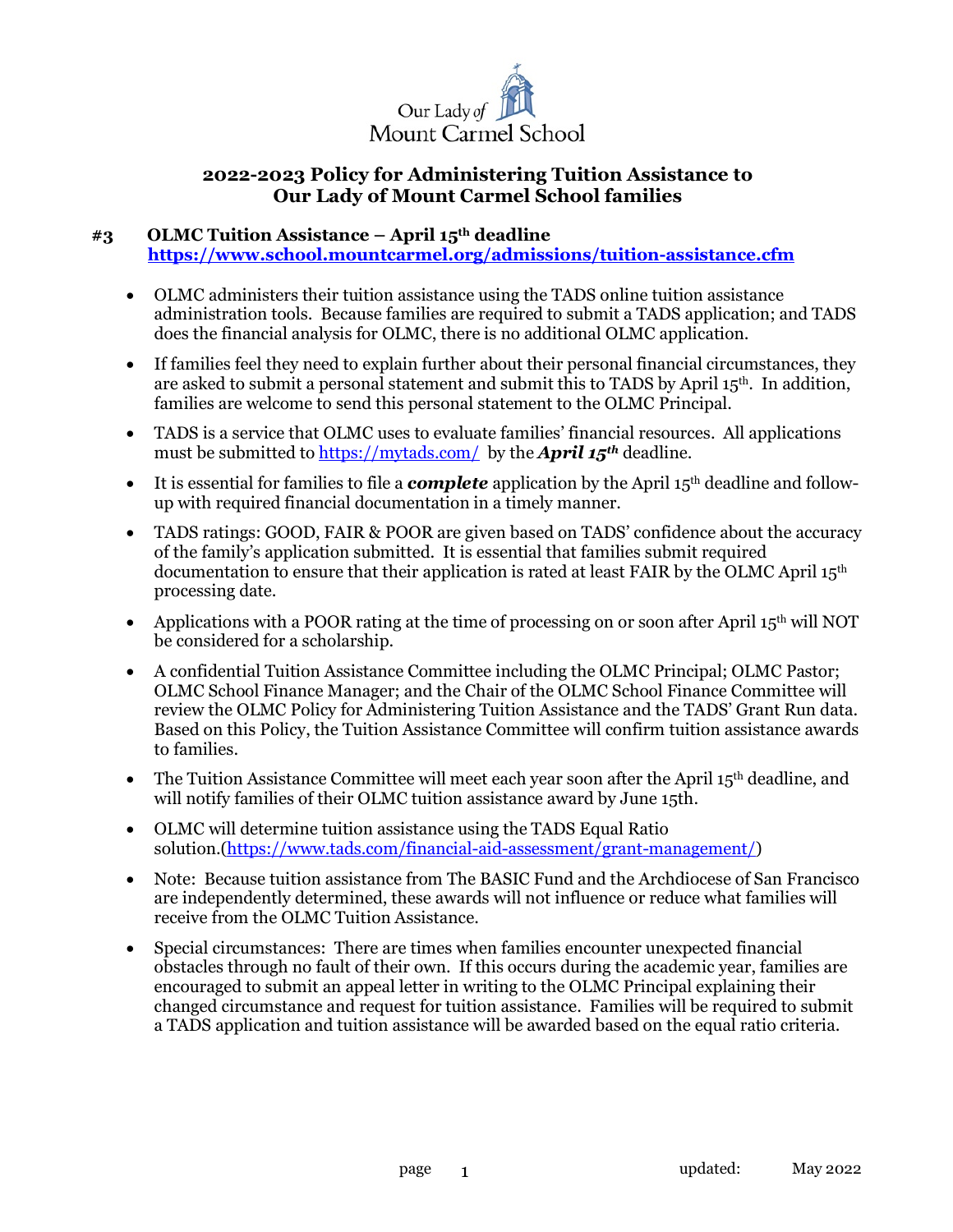Our Lady of Mount Carmel School

## 2022-2023 Policy for Administering Tuition Assistance to Our Lady of Mount Carmel School families

### #3 OLMC Tuition Assistance – April 15th deadline

**https://www.school.mountcarmel.org/admissions/tuition-assistance.cfm**

- OLMC administers their tuition assistance using the TADS online tuition assistance administration tools. Because families are required to submit a TADS application; and TADS does the financial analysis for OLMC, there is no additional OLMC application.
- If families feel they need to explain further about their personal financial circumstances, they are asked to submit a personal statement and submit this to TADS by April 15th. In addition, families are welcome to send this personal statement to the OLMC Principal.
- TADS is a service that OLMC uses to evaluate families' financial resources. All applications must be submitted to https://mytads.com/ by the ***April 15th*** deadline.
- It is essential for families to file a ***complete*** application by the April 15th deadline and follow-up with required financial documentation in a timely manner.
- TADS ratings: GOOD, FAIR & POOR are given based on TADS' confidence about the accuracy of the family's application submitted. It is essential that families submit required documentation to ensure that their application is rated at least FAIR by the OLMC April 15th processing date.
- Applications with a POOR rating at the time of processing on or soon after April 15th will NOT be considered for a scholarship.
- A confidential Tuition Assistance Committee including the OLMC Principal; OLMC Pastor; OLMC School Finance Manager; and the Chair of the OLMC School Finance Committee will review the OLMC Policy for Administering Tuition Assistance and the TADS' Grant Run data. Based on this Policy, the Tuition Assistance Committee will confirm tuition assistance awards to families.
- The Tuition Assistance Committee will meet each year soon after the April 15th deadline, and will notify families of their OLMC tuition assistance award by June 15th.
- OLMC will determine tuition assistance using the TADS Equal Ratio solution.(https://www.tads.com/financial-aid-assessment/grant-management/)
- Note: Because tuition assistance from The BASIC Fund and the Archdiocese of San Francisco are independently determined, these awards will not influence or reduce what families will receive from the OLMC Tuition Assistance.
- Special circumstances: There are times when families encounter unexpected financial obstacles through no fault of their own. If this occurs during the academic year, families are encouraged to submit an appeal letter in writing to the OLMC Principal explaining their changed circumstance and request for tuition assistance. Families will be required to submit a TADS application and tuition assistance will be awarded based on the equal ratio criteria.

updated: May 2022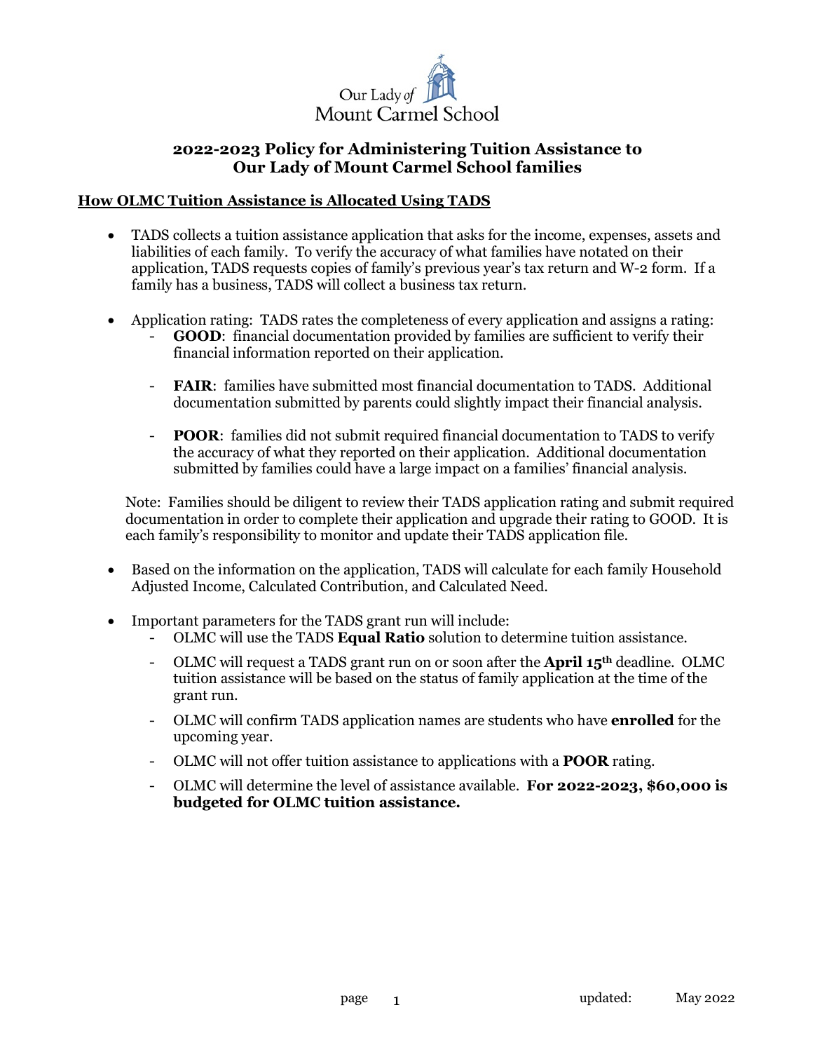Our Lady of Mount Carmel School

## 2022-2023 Policy for Administering Tuition Assistance to Our Lady of Mount Carmel School families

### How OLMC Tuition Assistance is Allocated Using TADS

- TADS collects a tuition assistance application that asks for the income, expenses, assets and liabilities of each family. To verify the accuracy of what families have notated on their application, TADS requests copies of family's previous year's tax return and W-2 form. If a family has a business, TADS will collect a business tax return.

- Application rating: TADS rates the completeness of every application and assigns a rating:
  - **GOOD**: financial documentation provided by families are sufficient to verify their financial information reported on their application.
  - **FAIR**: families have submitted most financial documentation to TADS. Additional documentation submitted by parents could slightly impact their financial analysis.
  - **POOR**: families did not submit required financial documentation to TADS to verify the accuracy of what they reported on their application. Additional documentation submitted by families could have a large impact on a families' financial analysis.

  Note: Families should be diligent to review their TADS application rating and submit required documentation in order to complete their application and upgrade their rating to GOOD. It is each family's responsibility to monitor and update their TADS application file.

- Based on the information on the application, TADS will calculate for each family Household Adjusted Income, Calculated Contribution, and Calculated Need.

- Important parameters for the TADS grant run will include:
  - OLMC will use the TADS **Equal Ratio** solution to determine tuition assistance.
  - OLMC will request a TADS grant run on or soon after the **April 15th** deadline. OLMC tuition assistance will be based on the status of family application at the time of the grant run.
  - OLMC will confirm TADS application names are students who have **enrolled** for the upcoming year.
  - OLMC will not offer tuition assistance to applications with a **POOR** rating.
  - OLMC will determine the level of assistance available. **For 2022-2023, $60,000 is budgeted for OLMC tuition assistance.**

updated: May 2022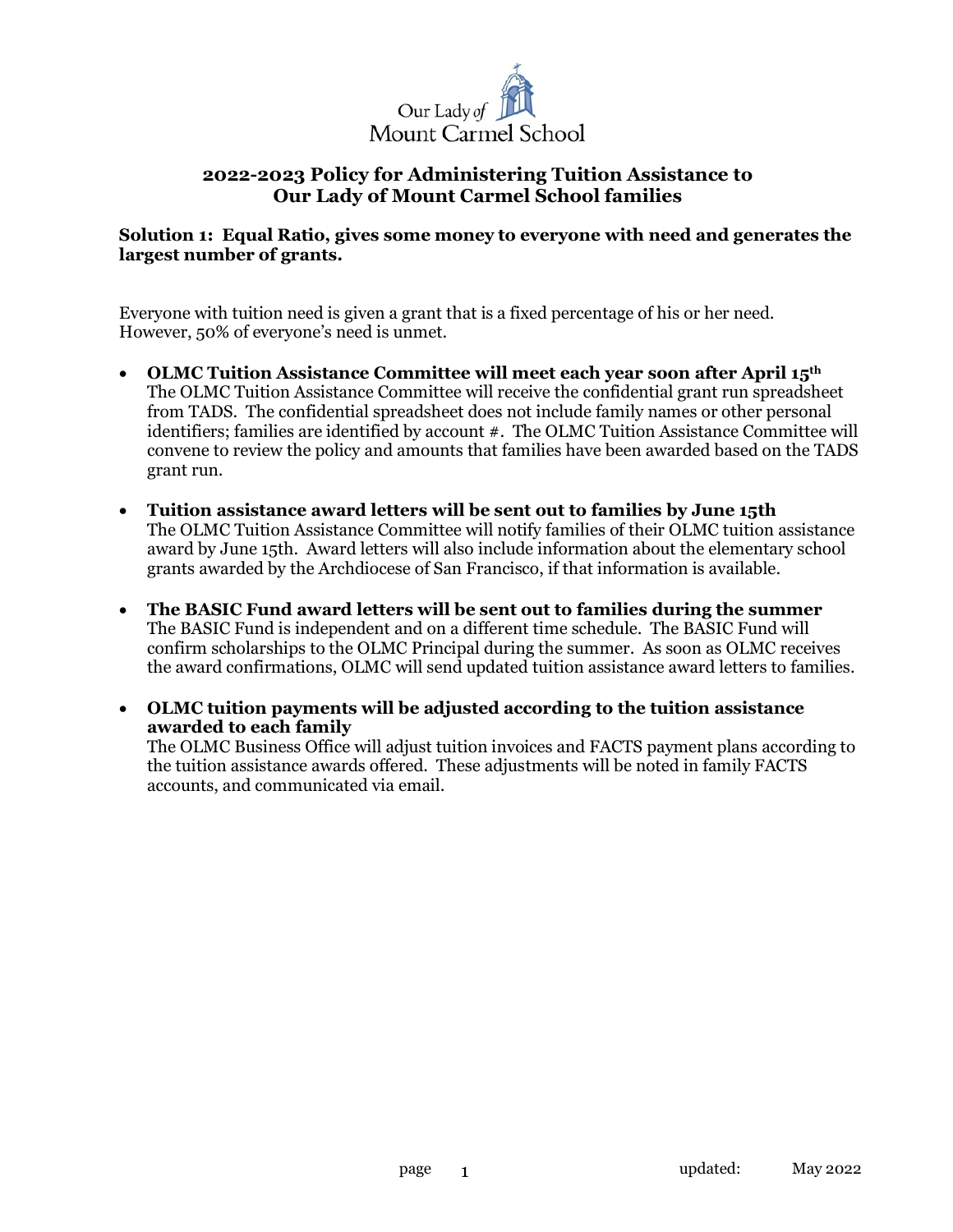Our Lady of Mount Carmel School

## 2022-2023 Policy for Administering Tuition Assistance to Our Lady of Mount Carmel School families

**Solution 1: Equal Ratio, gives some money to everyone with need and generates the largest number of grants.**

Everyone with tuition need is given a grant that is a fixed percentage of his or her need. However, 50% of everyone's need is unmet.

- **OLMC Tuition Assistance Committee will meet each year soon after April 15th**
  The OLMC Tuition Assistance Committee will receive the confidential grant run spreadsheet from TADS. The confidential spreadsheet does not include family names or other personal identifiers; families are identified by account #. The OLMC Tuition Assistance Committee will convene to review the policy and amounts that families have been awarded based on the TADS grant run.

- **Tuition assistance award letters will be sent out to families by June 15th**
  The OLMC Tuition Assistance Committee will notify families of their OLMC tuition assistance award by June 15th. Award letters will also include information about the elementary school grants awarded by the Archdiocese of San Francisco, if that information is available.

- **The BASIC Fund award letters will be sent out to families during the summer**
  The BASIC Fund is independent and on a different time schedule. The BASIC Fund will confirm scholarships to the OLMC Principal during the summer. As soon as OLMC receives the award confirmations, OLMC will send updated tuition assistance award letters to families.

- **OLMC tuition payments will be adjusted according to the tuition assistance awarded to each family**
  The OLMC Business Office will adjust tuition invoices and FACTS payment plans according to the tuition assistance awards offered. These adjustments will be noted in family FACTS accounts, and communicated via email.

updated: May 2022